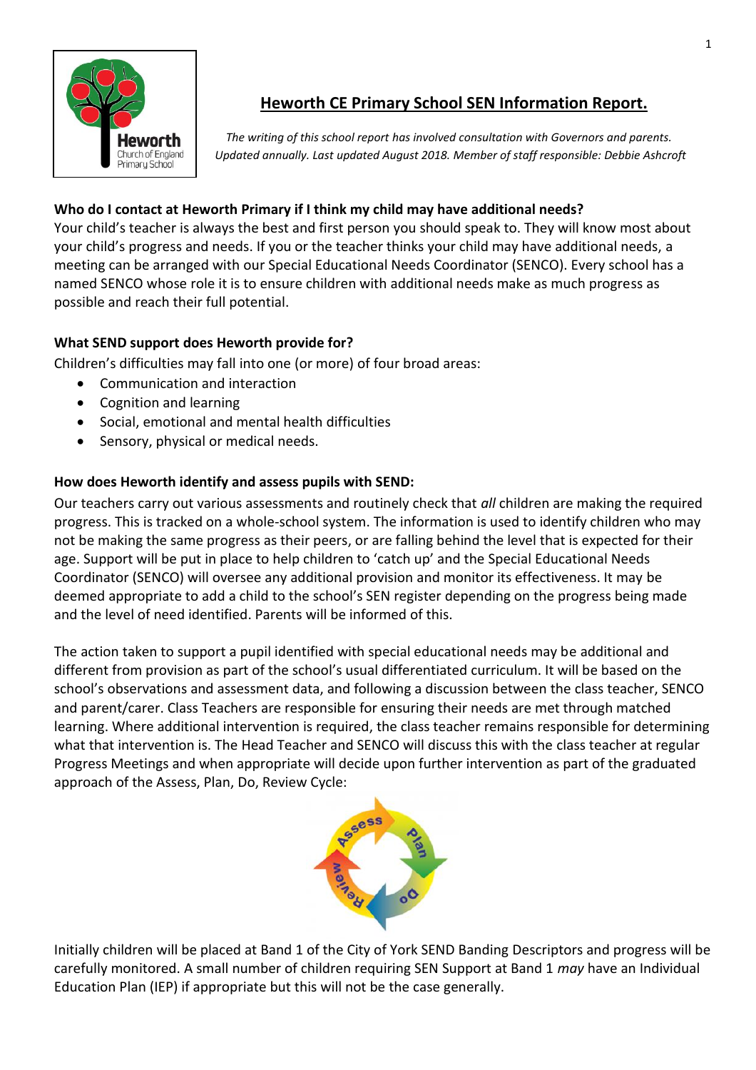# Heworth CE Primary School SEN Information Report.

*The writing of this school report has involved consultation with Governors and parents. Updated annually. Last updated August 2018. Member of staff responsible: Debbie Ashcroft*

**Who do I contact at Heworth Primary if I think my child may have additional needs?**

Your child's teacher is always the best and first person you should speak to. They will know most about your child's progress and needs. If you or the teacher thinks your child may have additional needs, a meeting can be arranged with our Special Educational Needs Coordinator (SENCO). Every school has a named SENCO whose role it is to ensure children with additional needs make as much progress as possible and reach their full potential.

**What SEND support does Heworth provide for?**

Children's difficulties may fall into one (or more) of four broad areas:

- Communication and interaction
- Cognition and learning
- Social, emotional and mental health difficulties
- Sensory, physical or medical needs.

**How does Heworth identify and assess pupils with SEND:**

Our teachers carry out various assessments and routinely check that *all* children are making the required progress. This is tracked on a whole-school system. The information is used to identify children who may not be making the same progress as their peers, or are falling behind the level that is expected for their age. Support will be put in place to help children to 'catch up' and the Special Educational Needs Coordinator (SENCO) will oversee any additional provision and monitor its effectiveness. It may be deemed appropriate to add a child to the school's SEN register depending on the progress being made and the level of need identified. Parents will be informed of this.

The action taken to support a pupil identified with special educational needs may be additional and different from provision as part of the school's usual differentiated curriculum. It will be based on the school's observations and assessment data, and following a discussion between the class teacher, SENCO and parent/carer. Class Teachers are responsible for ensuring their needs are met through matched learning. Where additional intervention is required, the class teacher remains responsible for determining what that intervention is. The Head Teacher and SENCO will discuss this with the class teacher at regular Progress Meetings and when appropriate will decide upon further intervention as part of the graduated approach of the Assess, Plan, Do, Review Cycle:

Initially children will be placed at Band 1 of the City of York SEND Banding Descriptors and progress will be carefully monitored. A small number of children requiring SEN Support at Band 1 *may* have an Individual Education Plan (IEP) if appropriate but this will not be the case generally.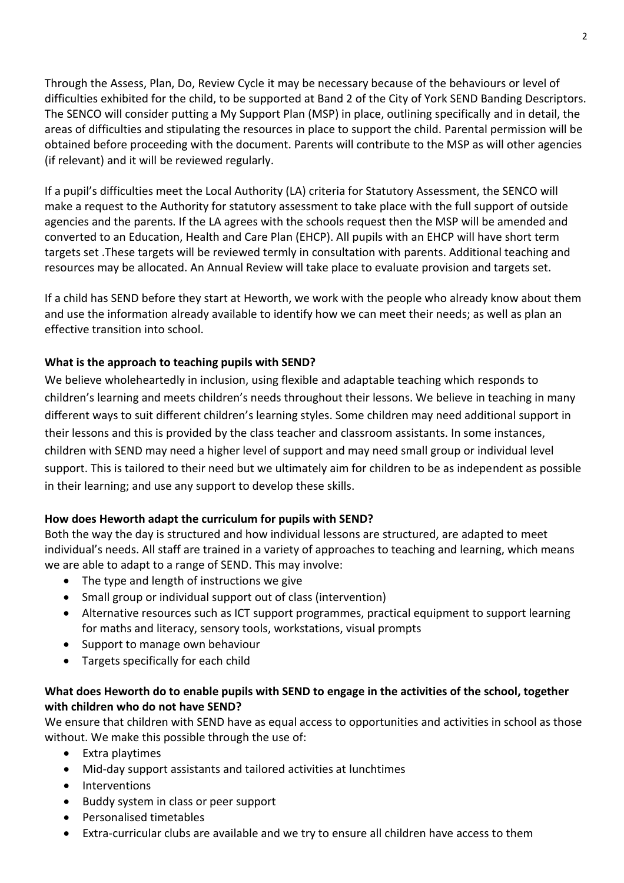Through the Assess, Plan, Do, Review Cycle it may be necessary because of the behaviours or level of difficulties exhibited for the child, to be supported at Band 2 of the City of York SEND Banding Descriptors. The SENCO will consider putting a My Support Plan (MSP) in place, outlining specifically and in detail, the areas of difficulties and stipulating the resources in place to support the child. Parental permission will be obtained before proceeding with the document. Parents will contribute to the MSP as will other agencies (if relevant) and it will be reviewed regularly.

If a pupil's difficulties meet the Local Authority (LA) criteria for Statutory Assessment, the SENCO will make a request to the Authority for statutory assessment to take place with the full support of outside agencies and the parents. If the LA agrees with the schools request then the MSP will be amended and converted to an Education, Health and Care Plan (EHCP). All pupils with an EHCP will have short term targets set .These targets will be reviewed termly in consultation with parents. Additional teaching and resources may be allocated. An Annual Review will take place to evaluate provision and targets set.

If a child has SEND before they start at Heworth, we work with the people who already know about them and use the information already available to identify how we can meet their needs; as well as plan an effective transition into school.

**What is the approach to teaching pupils with SEND?**

We believe wholeheartedly in inclusion, using flexible and adaptable teaching which responds to children's learning and meets children's needs throughout their lessons. We believe in teaching in many different ways to suit different children's learning styles. Some children may need additional support in their lessons and this is provided by the class teacher and classroom assistants. In some instances, children with SEND may need a higher level of support and may need small group or individual level support. This is tailored to their need but we ultimately aim for children to be as independent as possible in their learning; and use any support to develop these skills.

**How does Heworth adapt the curriculum for pupils with SEND?**

Both the way the day is structured and how individual lessons are structured, are adapted to meet individual's needs. All staff are trained in a variety of approaches to teaching and learning, which means we are able to adapt to a range of SEND. This may involve:

- The type and length of instructions we give
- Small group or individual support out of class (intervention)
- Alternative resources such as ICT support programmes, practical equipment to support learning for maths and literacy, sensory tools, workstations, visual prompts
- Support to manage own behaviour
- Targets specifically for each child

**What does Heworth do to enable pupils with SEND to engage in the activities of the school, together with children who do not have SEND?**

We ensure that children with SEND have as equal access to opportunities and activities in school as those without. We make this possible through the use of:

- Extra playtimes
- Mid-day support assistants and tailored activities at lunchtimes
- Interventions
- Buddy system in class or peer support
- Personalised timetables
- Extra-curricular clubs are available and we try to ensure all children have access to them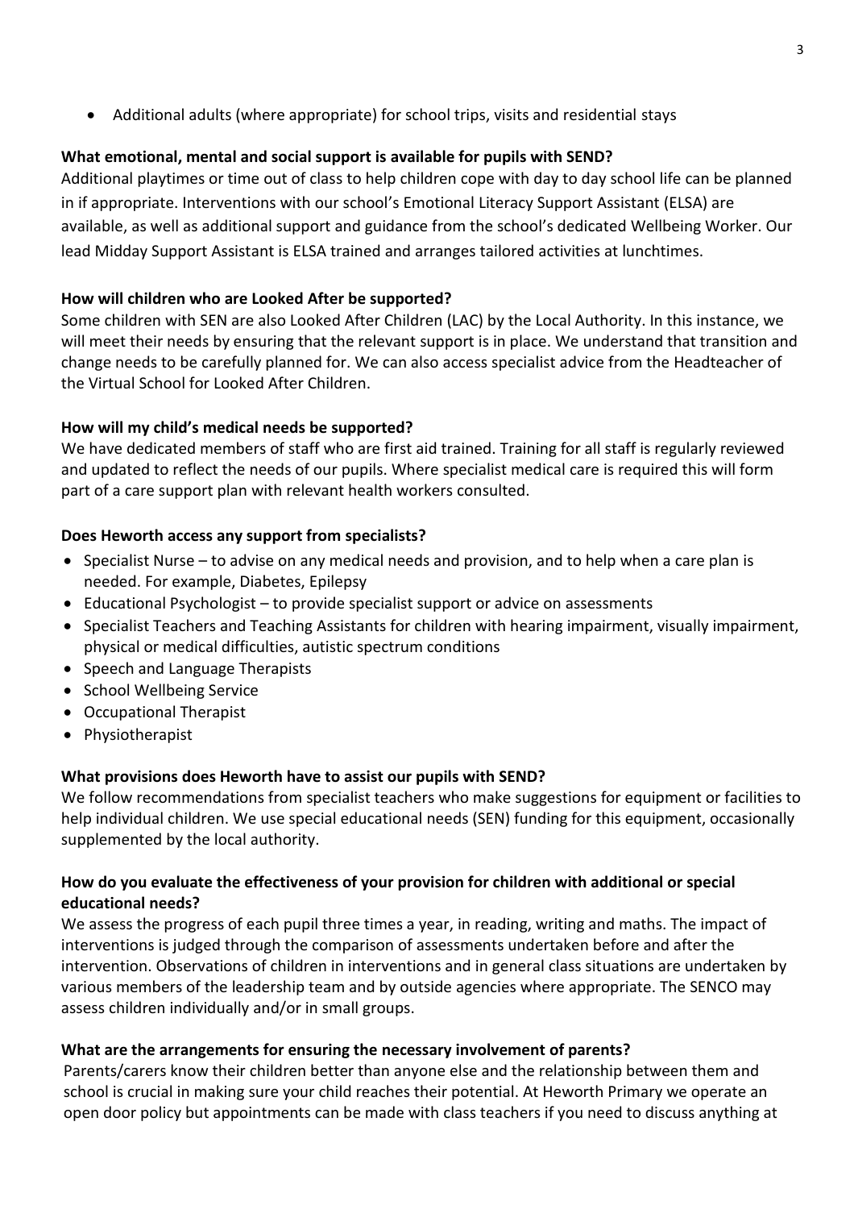- Additional adults (where appropriate) for school trips, visits and residential stays

**What emotional, mental and social support is available for pupils with SEND?**

Additional playtimes or time out of class to help children cope with day to day school life can be planned in if appropriate. Interventions with our school's Emotional Literacy Support Assistant (ELSA) are available, as well as additional support and guidance from the school's dedicated Wellbeing Worker. Our lead Midday Support Assistant is ELSA trained and arranges tailored activities at lunchtimes.

**How will children who are Looked After be supported?**

Some children with SEN are also Looked After Children (LAC) by the Local Authority. In this instance, we will meet their needs by ensuring that the relevant support is in place. We understand that transition and change needs to be carefully planned for. We can also access specialist advice from the Headteacher of the Virtual School for Looked After Children.

**How will my child's medical needs be supported?**

We have dedicated members of staff who are first aid trained. Training for all staff is regularly reviewed and updated to reflect the needs of our pupils. Where specialist medical care is required this will form part of a care support plan with relevant health workers consulted.

**Does Heworth access any support from specialists?**

- Specialist Nurse – to advise on any medical needs and provision, and to help when a care plan is needed. For example, Diabetes, Epilepsy
- Educational Psychologist – to provide specialist support or advice on assessments
- Specialist Teachers and Teaching Assistants for children with hearing impairment, visually impairment, physical or medical difficulties, autistic spectrum conditions
- Speech and Language Therapists
- School Wellbeing Service
- Occupational Therapist
- Physiotherapist

**What provisions does Heworth have to assist our pupils with SEND?**

We follow recommendations from specialist teachers who make suggestions for equipment or facilities to help individual children. We use special educational needs (SEN) funding for this equipment, occasionally supplemented by the local authority.

**How do you evaluate the effectiveness of your provision for children with additional or special educational needs?**

We assess the progress of each pupil three times a year, in reading, writing and maths. The impact of interventions is judged through the comparison of assessments undertaken before and after the intervention. Observations of children in interventions and in general class situations are undertaken by various members of the leadership team and by outside agencies where appropriate. The SENCO may assess children individually and/or in small groups.

**What are the arrangements for ensuring the necessary involvement of parents?**

Parents/carers know their children better than anyone else and the relationship between them and school is crucial in making sure your child reaches their potential. At Heworth Primary we operate an open door policy but appointments can be made with class teachers if you need to discuss anything at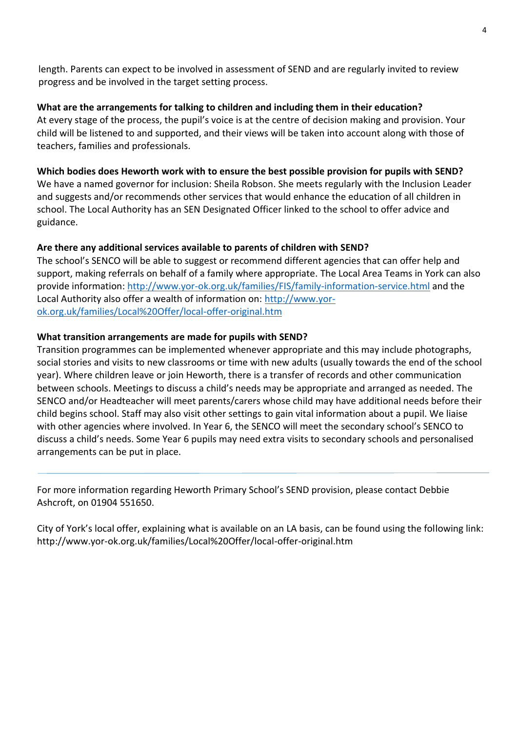length. Parents can expect to be involved in assessment of SEND and are regularly invited to review progress and be involved in the target setting process.

**What are the arrangements for talking to children and including them in their education?**

At every stage of the process, the pupil's voice is at the centre of decision making and provision. Your child will be listened to and supported, and their views will be taken into account along with those of teachers, families and professionals.

**Which bodies does Heworth work with to ensure the best possible provision for pupils with SEND?**

We have a named governor for inclusion: Sheila Robson. She meets regularly with the Inclusion Leader and suggests and/or recommends other services that would enhance the education of all children in school. The Local Authority has an SEN Designated Officer linked to the school to offer advice and guidance.

**Are there any additional services available to parents of children with SEND?**

The school's SENCO will be able to suggest or recommend different agencies that can offer help and support, making referrals on behalf of a family where appropriate. The Local Area Teams in York can also provide information: [http://www.yor-ok.org.uk/families/FIS/family-information-service.html](http://www.yor-ok.org.uk/families/FIS/family-information-service.html) and the Local Authority also offer a wealth of information on: [http://www.yor-ok.org.uk/families/Local%20Offer/local-offer-original.htm](http://www.yor-ok.org.uk/families/Local%20Offer/local-offer-original.htm)

**What transition arrangements are made for pupils with SEND?**

Transition programmes can be implemented whenever appropriate and this may include photographs, social stories and visits to new classrooms or time with new adults (usually towards the end of the school year). Where children leave or join Heworth, there is a transfer of records and other communication between schools. Meetings to discuss a child's needs may be appropriate and arranged as needed. The SENCO and/or Headteacher will meet parents/carers whose child may have additional needs before their child begins school. Staff may also visit other settings to gain vital information about a pupil. We liaise with other agencies where involved. In Year 6, the SENCO will meet the secondary school's SENCO to discuss a child's needs. Some Year 6 pupils may need extra visits to secondary schools and personalised arrangements can be put in place.

---

For more information regarding Heworth Primary School's SEND provision, please contact Debbie Ashcroft, on 01904 551650.

City of York's local offer, explaining what is available on an LA basis, can be found using the following link: http://www.yor-ok.org.uk/families/Local%20Offer/local-offer-original.htm